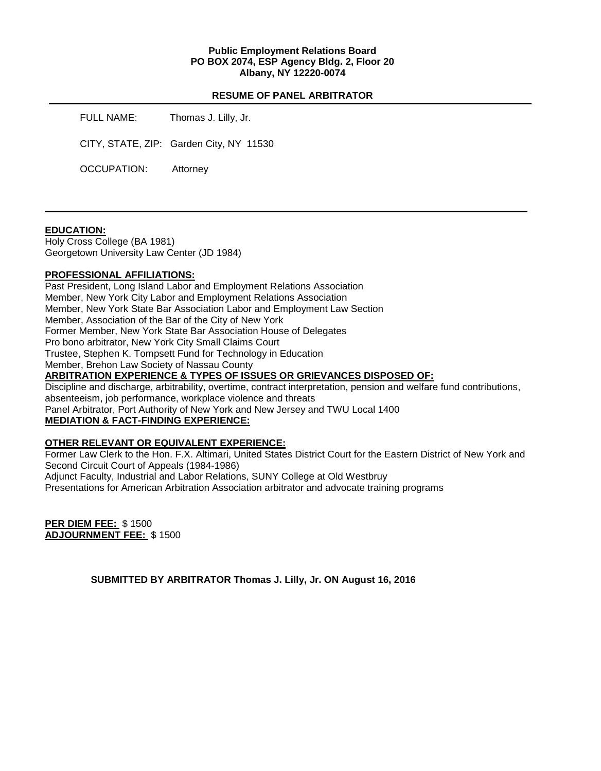**Public Employment Relations Board**
**PO BOX 2074, ESP Agency Bldg. 2, Floor 20**
**Albany, NY 12220-0074**

## RESUME OF PANEL ARBITRATOR

FULL NAME: Thomas J. Lilly, Jr.

CITY, STATE, ZIP: Garden City, NY 11530

OCCUPATION: Attorney

---

**EDUCATION:**

Holy Cross College (BA 1981)
Georgetown University Law Center (JD 1984)

**PROFESSIONAL AFFILIATIONS:**

Past President, Long Island Labor and Employment Relations Association
Member, New York City Labor and Employment Relations Association
Member, New York State Bar Association Labor and Employment Law Section
Member, Association of the Bar of the City of New York
Former Member, New York State Bar Association House of Delegates
Pro bono arbitrator, New York City Small Claims Court
Trustee, Stephen K. Tompsett Fund for Technology in Education
Member, Brehon Law Society of Nassau County

**ARBITRATION EXPERIENCE & TYPES OF ISSUES OR GRIEVANCES DISPOSED OF:**

Discipline and discharge, arbitrability, overtime, contract interpretation, pension and welfare fund contributions, absenteeism, job performance, workplace violence and threats
Panel Arbitrator, Port Authority of New York and New Jersey and TWU Local 1400

**MEDIATION & FACT-FINDING EXPERIENCE:**

**OTHER RELEVANT OR EQUIVALENT EXPERIENCE:**

Former Law Clerk to the Hon. F.X. Altimari, United States District Court for the Eastern District of New York and Second Circuit Court of Appeals (1984-1986)
Adjunct Faculty, Industrial and Labor Relations, SUNY College at Old Westbruy
Presentations for American Arbitration Association arbitrator and advocate training programs

**PER DIEM FEE:** $ 1500
**ADJOURNMENT FEE:** $ 1500

**SUBMITTED BY ARBITRATOR Thomas J. Lilly, Jr. ON August 16, 2016**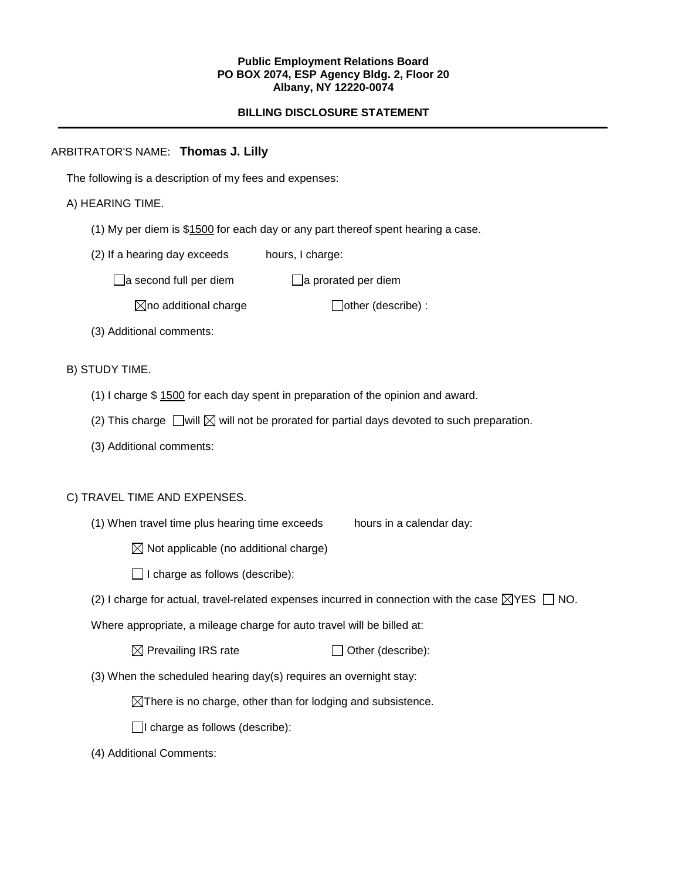**Public Employment Relations Board**
**PO BOX 2074, ESP Agency Bldg. 2, Floor 20**
**Albany, NY 12220-0074**

**BILLING DISCLOSURE STATEMENT**

---

ARBITRATOR'S NAME: **Thomas J. Lilly**

The following is a description of my fees and expenses:

A) HEARING TIME.

(1) My per diem is $1500 for each day or any part thereof spent hearing a case.

(2) If a hearing day exceeds hours, I charge:

☐ a second full per diem ☐ a prorated per diem

☒ no additional charge ☐ other (describe) :

(3) Additional comments:

B) STUDY TIME.

(1) I charge $ 1500 for each day spent in preparation of the opinion and award.

(2) This charge ☐ will ☒ will not be prorated for partial days devoted to such preparation.

(3) Additional comments:

C) TRAVEL TIME AND EXPENSES.

(1) When travel time plus hearing time exceeds hours in a calendar day:

☒ Not applicable (no additional charge)

☐ I charge as follows (describe):

(2) I charge for actual, travel-related expenses incurred in connection with the case ☒ YES ☐ NO.

Where appropriate, a mileage charge for auto travel will be billed at:

☒ Prevailing IRS rate ☐ Other (describe):

(3) When the scheduled hearing day(s) requires an overnight stay:

☒ There is no charge, other than for lodging and subsistence.

☐ I charge as follows (describe):

(4) Additional Comments: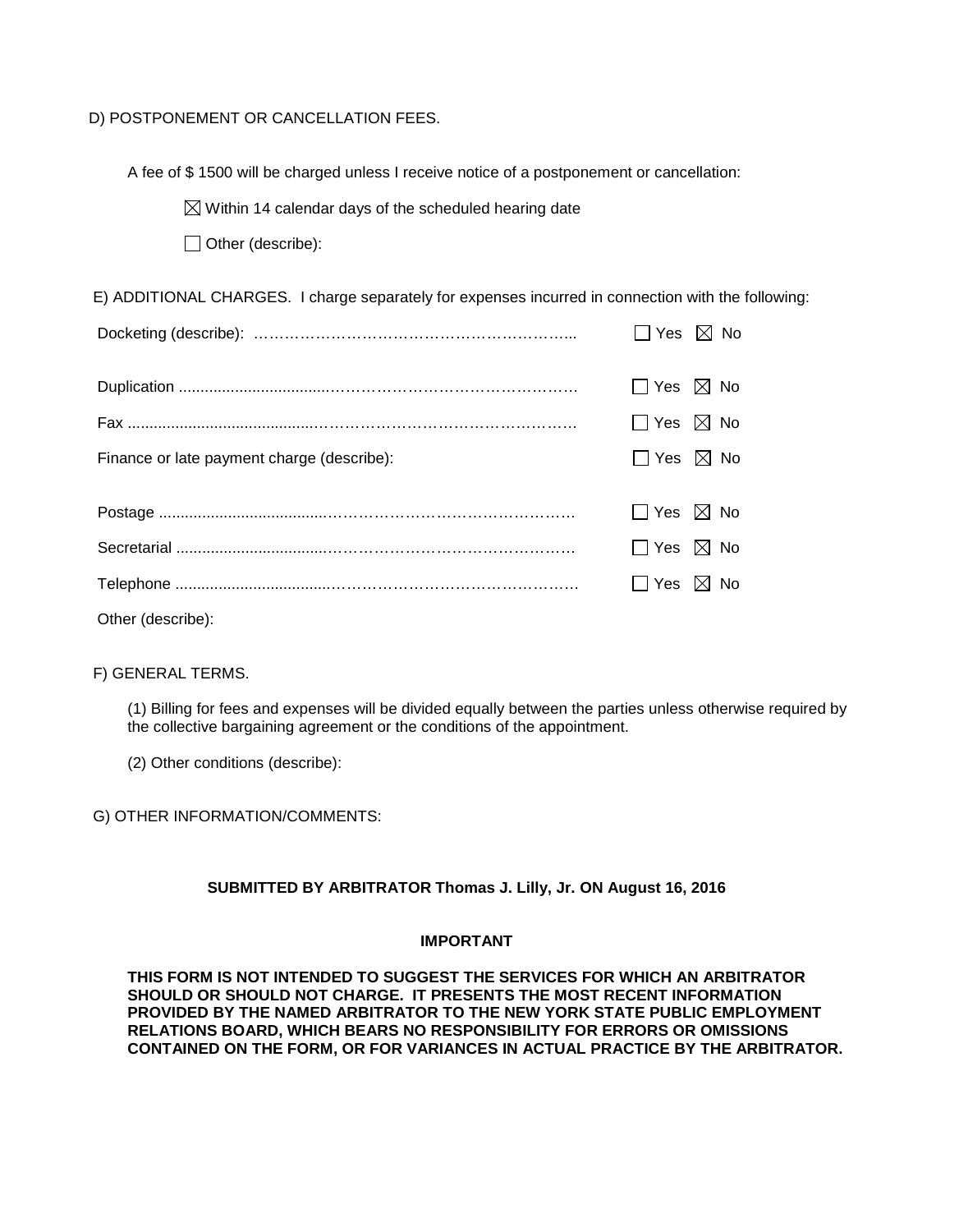D) POSTPONEMENT OR CANCELLATION FEES.

A fee of $ 1500 will be charged unless I receive notice of a postponement or cancellation:

☒ Within 14 calendar days of the scheduled hearing date

☐ Other (describe):

E) ADDITIONAL CHARGES. I charge separately for expenses incurred in connection with the following:

| | |
|---|---|
| Docketing (describe): | ☐ Yes ☒ No |
| Duplication | ☐ Yes ☒ No |
| Fax | ☐ Yes ☒ No |
| Finance or late payment charge (describe): | ☐ Yes ☒ No |
| Postage | ☐ Yes ☒ No |
| Secretarial | ☐ Yes ☒ No |
| Telephone | ☐ Yes ☒ No |

Other (describe):

F) GENERAL TERMS.

(1) Billing for fees and expenses will be divided equally between the parties unless otherwise required by the collective bargaining agreement or the conditions of the appointment.

(2) Other conditions (describe):

G) OTHER INFORMATION/COMMENTS:

**SUBMITTED BY ARBITRATOR Thomas J. Lilly, Jr. ON August 16, 2016**

**IMPORTANT**

**THIS FORM IS NOT INTENDED TO SUGGEST THE SERVICES FOR WHICH AN ARBITRATOR SHOULD OR SHOULD NOT CHARGE. IT PRESENTS THE MOST RECENT INFORMATION PROVIDED BY THE NAMED ARBITRATOR TO THE NEW YORK STATE PUBLIC EMPLOYMENT RELATIONS BOARD, WHICH BEARS NO RESPONSIBILITY FOR ERRORS OR OMISSIONS CONTAINED ON THE FORM, OR FOR VARIANCES IN ACTUAL PRACTICE BY THE ARBITRATOR.**